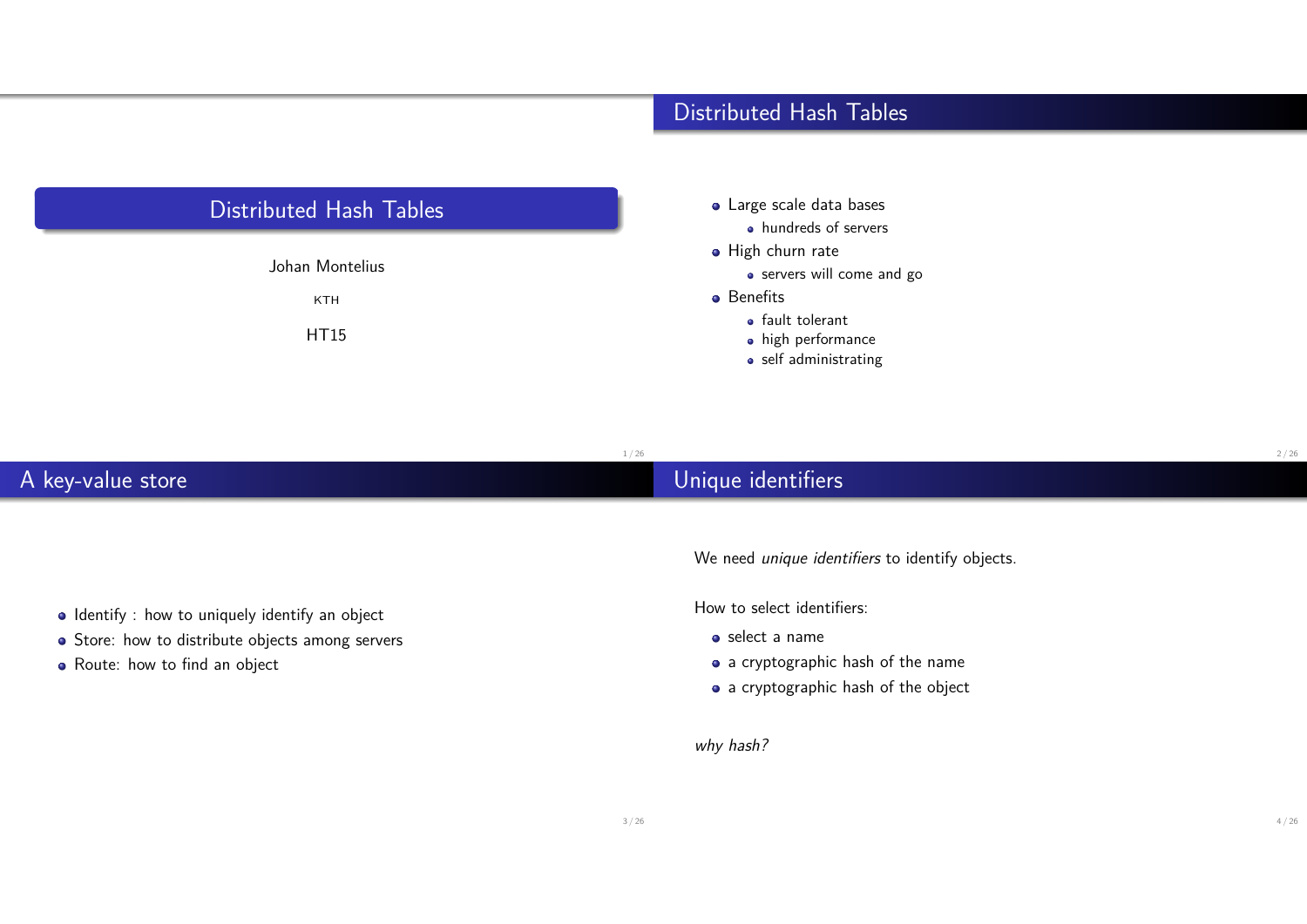# Distributed Hash Tables

Johan Montelius

KTH

HT15

## Distributed Hash Tables

- Large scale data bases
  - hundreds of servers
- High churn rate
  - servers will come and go
- Benefits
  - fault tolerant
  - high performance
  - self administrating

## A key-value store

- Identify : how to uniquely identify an object
- Store: how to distribute objects among servers
- Route: how to find an object

## Unique identifiers

We need *unique identifiers* to identify objects.

How to select identifiers:

- select a name
- a cryptographic hash of the name
- a cryptographic hash of the object

*why hash?*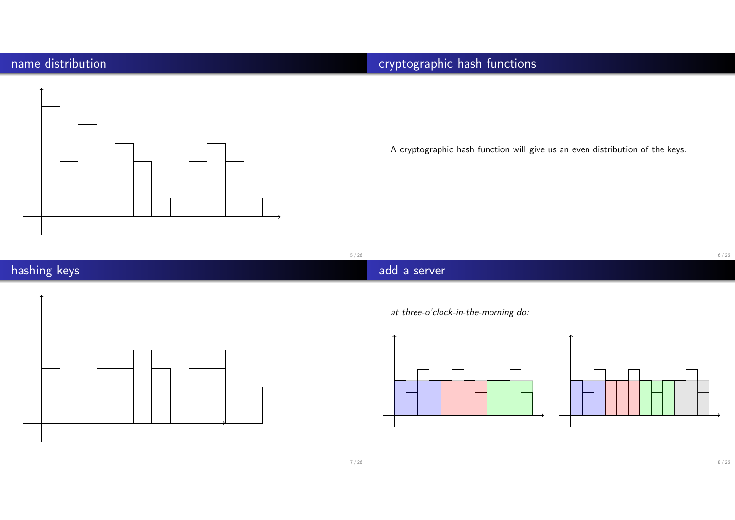## name distribution

## cryptographic hash functions

A cryptographic hash function will give us an even distribution of the keys.

## hashing keys

## add a server

*at three-o'clock-in-the-morning do:*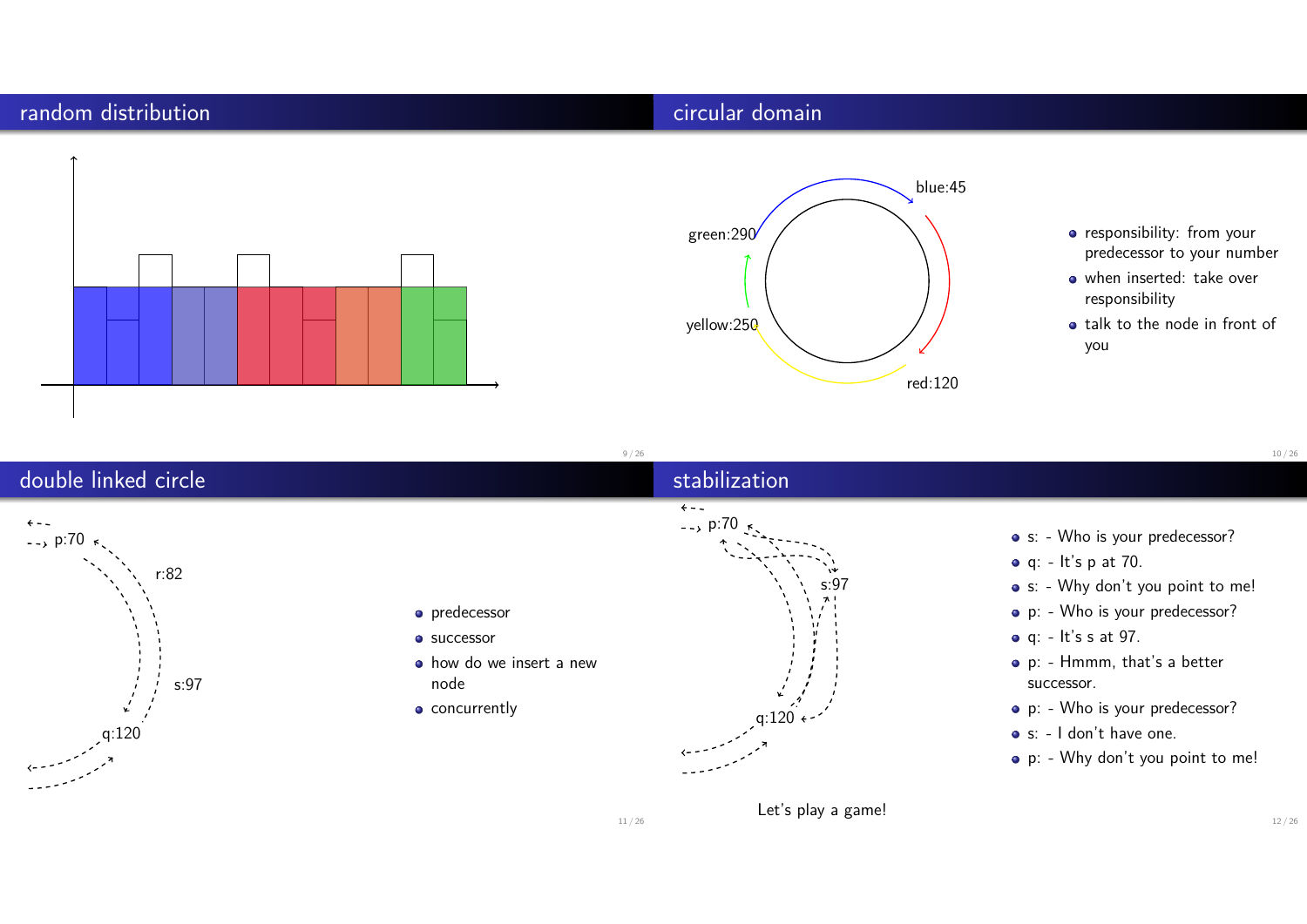## random distribution

## circular domain

blue:45

green:290

yellow:250

red:120

- responsibility: from your predecessor to your number
- when inserted: take over responsibility
- talk to the node in front of you

## double linked circle

p:70

r:82

s:97

q:120

- predecessor
- successor
- how do we insert a new node
- concurrently

## stabilization

p:70

s:97

q:120

- s: - Who is your predecessor?
- q: - It's p at 70.
- s: - Why don't you point to me!
- p: - Who is your predecessor?
- q: - It's s at 97.
- p: - Hmmm, that's a better successor.
- p: - Who is your predecessor?
- s: - I don't have one.
- p: - Why don't you point to me!

Let's play a game!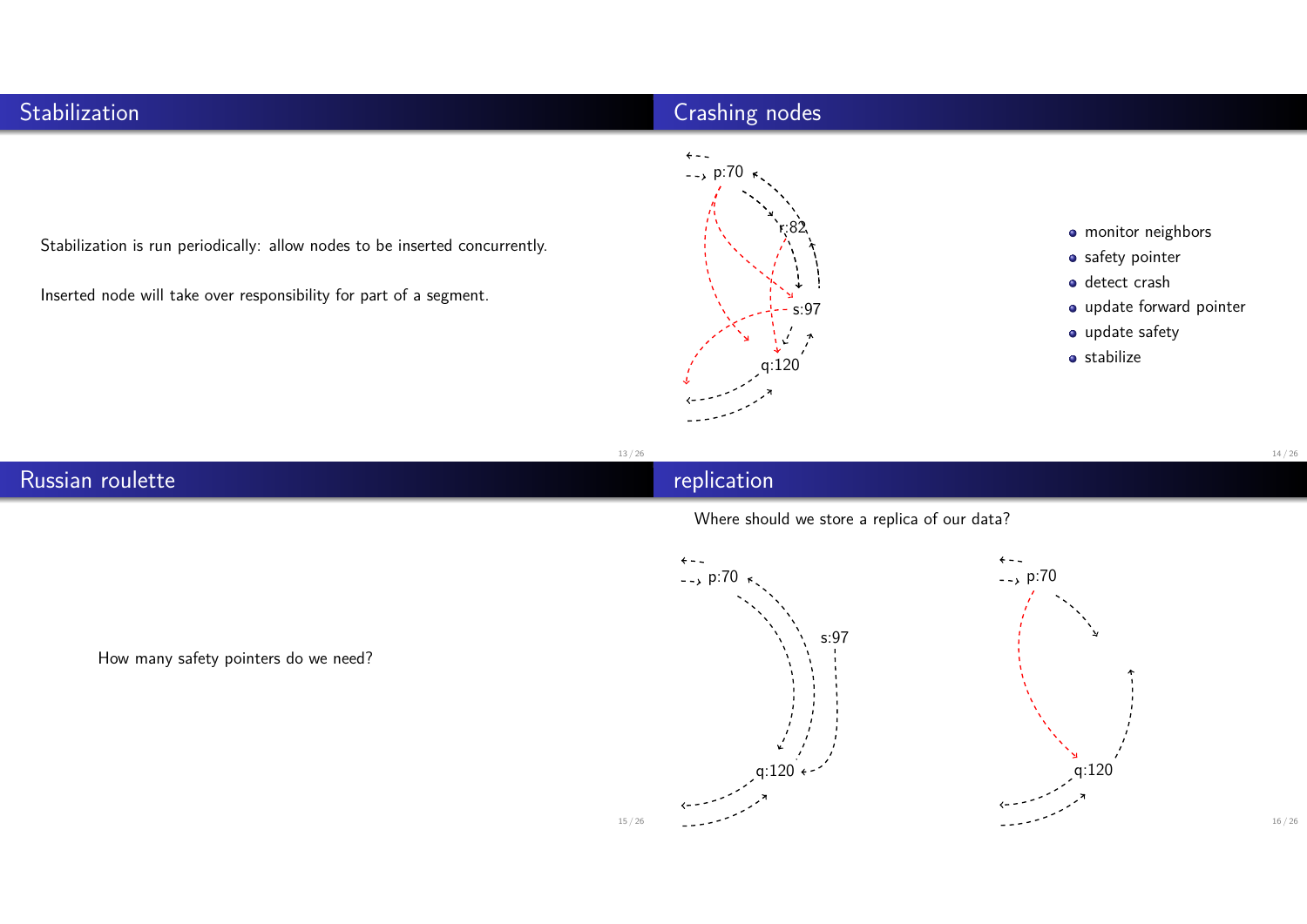## Stabilization

Stabilization is run periodically: allow nodes to be inserted concurrently.

Inserted node will take over responsibility for part of a segment.

## Crashing nodes

p:70

r:82

s:97

q:120

- monitor neighbors
- safety pointer
- detect crash
- update forward pointer
- update safety
- stabilize

## Russian roulette

How many safety pointers do we need?

## replication

Where should we store a replica of our data?

p:70

s:97

q:120

p:70

q:120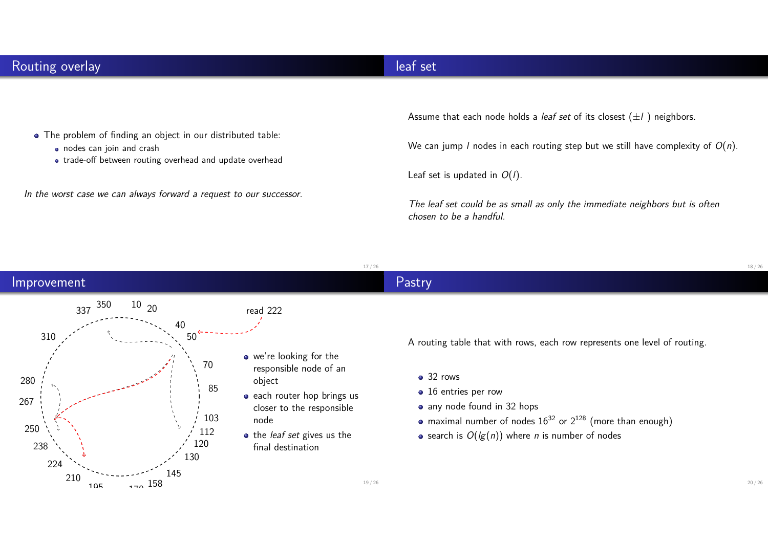## Routing overlay

- The problem of finding an object in our distributed table:
  - nodes can join and crash
  - trade-off between routing overhead and update overhead

*In the worst case we can always forward a request to our successor.*

## leaf set

Assume that each node holds a *leaf set* of its closest ($\pm l$ ) neighbors.

We can jump $l$ nodes in each routing step but we still have complexity of $O(n)$.

Leaf set is updated in $O(l)$.

*The leaf set could be as small as only the immediate neighbors but is often chosen to be a handful.*

## Improvement

read 222

- we're looking for the responsible node of an object
- each router hop brings us closer to the responsible node
- the *leaf set* gives us the final destination

## Pastry

A routing table that with rows, each row represents one level of routing.

- 32 rows
- 16 entries per row
- any node found in 32 hops
- maximal number of nodes $16^{32}$ or $2^{128}$ (more than enough)
- search is $O(lg(n))$ where $n$ is number of nodes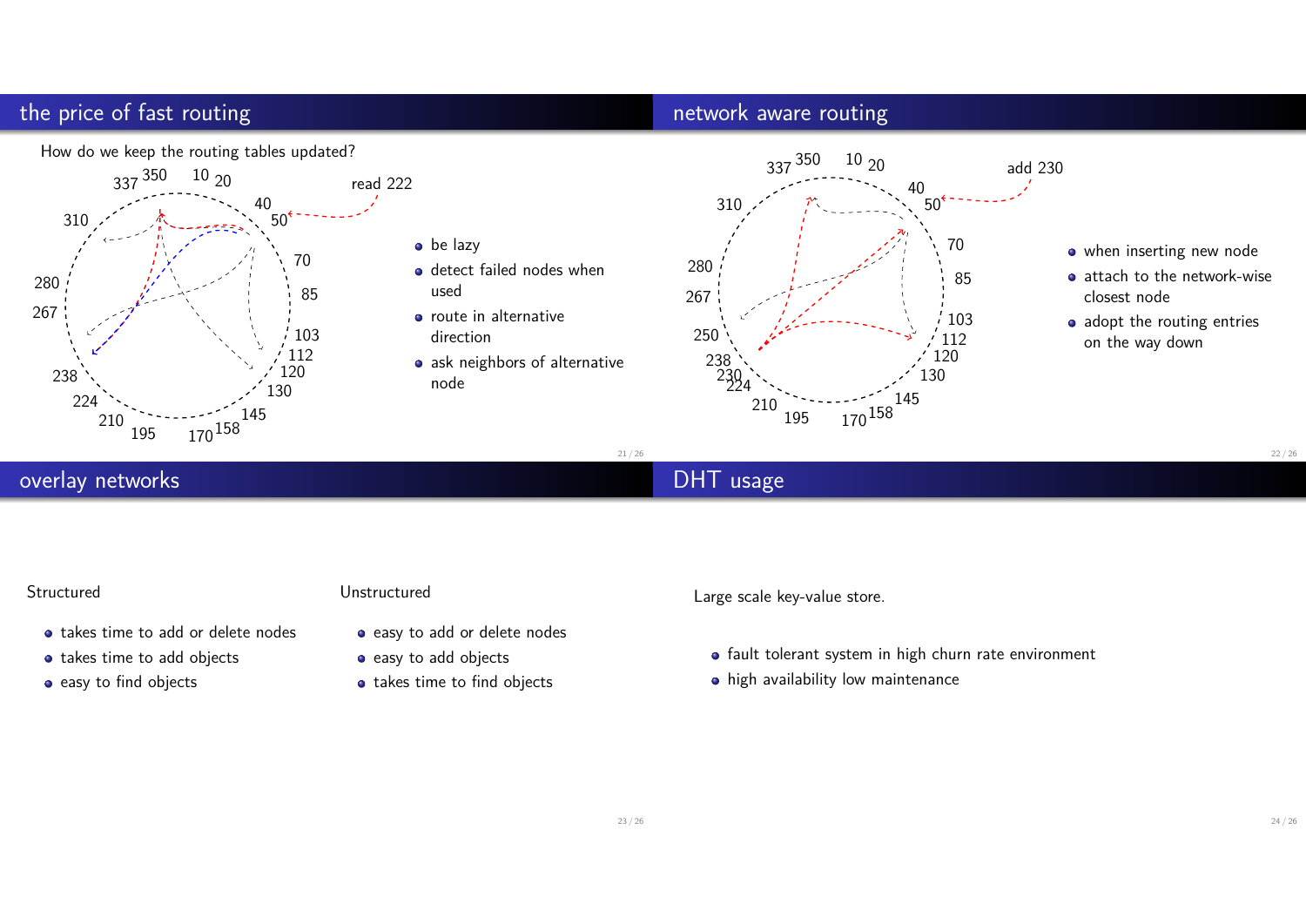## the price of fast routing

How do we keep the routing tables updated?

- be lazy
- detect failed nodes when used
- route in alternative direction
- ask neighbors of alternative node

## network aware routing

- when inserting new node
- attach to the network-wise closest node
- adopt the routing entries on the way down

## overlay networks

Structured

- takes time to add or delete nodes
- takes time to add objects
- easy to find objects

Unstructured

- easy to add or delete nodes
- easy to add objects
- takes time to find objects

## DHT usage

Large scale key-value store.

- fault tolerant system in high churn rate environment
- high availability low maintenance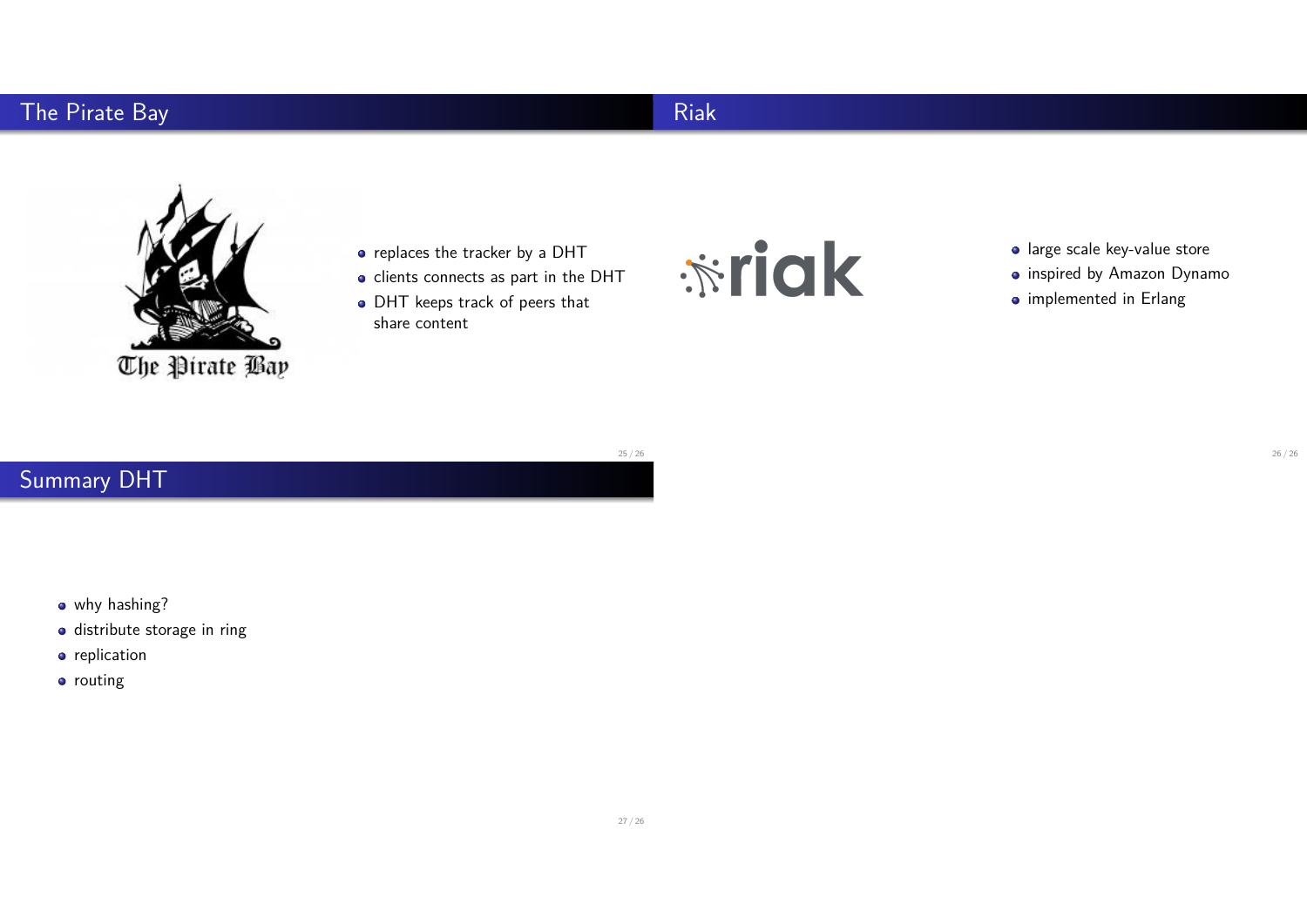## The Pirate Bay

- replaces the tracker by a DHT
- clients connects as part in the DHT
- DHT keeps track of peers that share content

## Riak

- large scale key-value store
- inspired by Amazon Dynamo
- implemented in Erlang

## Summary DHT

- why hashing?
- distribute storage in ring
- replication
- routing